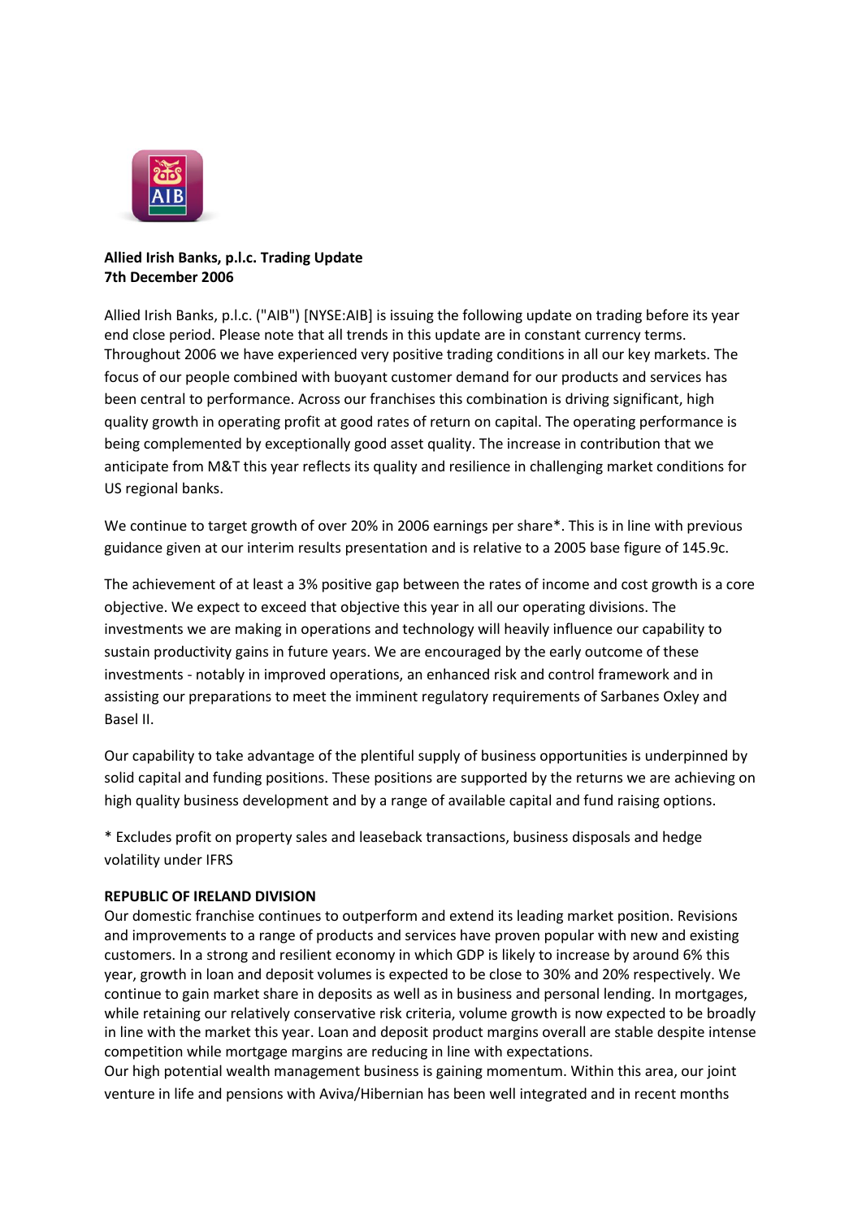**Allied Irish Banks, p.l.c. Trading Update**
**7th December 2006**

Allied Irish Banks, p.l.c. ("AIB") [NYSE:AIB] is issuing the following update on trading before its year end close period. Please note that all trends in this update are in constant currency terms. Throughout 2006 we have experienced very positive trading conditions in all our key markets. The focus of our people combined with buoyant customer demand for our products and services has been central to performance. Across our franchises this combination is driving significant, high quality growth in operating profit at good rates of return on capital. The operating performance is being complemented by exceptionally good asset quality. The increase in contribution that we anticipate from M&T this year reflects its quality and resilience in challenging market conditions for US regional banks.

We continue to target growth of over 20% in 2006 earnings per share*. This is in line with previous guidance given at our interim results presentation and is relative to a 2005 base figure of 145.9c.

The achievement of at least a 3% positive gap between the rates of income and cost growth is a core objective. We expect to exceed that objective this year in all our operating divisions. The investments we are making in operations and technology will heavily influence our capability to sustain productivity gains in future years. We are encouraged by the early outcome of these investments - notably in improved operations, an enhanced risk and control framework and in assisting our preparations to meet the imminent regulatory requirements of Sarbanes Oxley and Basel II.

Our capability to take advantage of the plentiful supply of business opportunities is underpinned by solid capital and funding positions. These positions are supported by the returns we are achieving on high quality business development and by a range of available capital and fund raising options.

* Excludes profit on property sales and leaseback transactions, business disposals and hedge volatility under IFRS

**REPUBLIC OF IRELAND DIVISION**

Our domestic franchise continues to outperform and extend its leading market position. Revisions and improvements to a range of products and services have proven popular with new and existing customers. In a strong and resilient economy in which GDP is likely to increase by around 6% this year, growth in loan and deposit volumes is expected to be close to 30% and 20% respectively. We continue to gain market share in deposits as well as in business and personal lending. In mortgages, while retaining our relatively conservative risk criteria, volume growth is now expected to be broadly in line with the market this year. Loan and deposit product margins overall are stable despite intense competition while mortgage margins are reducing in line with expectations.

Our high potential wealth management business is gaining momentum. Within this area, our joint venture in life and pensions with Aviva/Hibernian has been well integrated and in recent months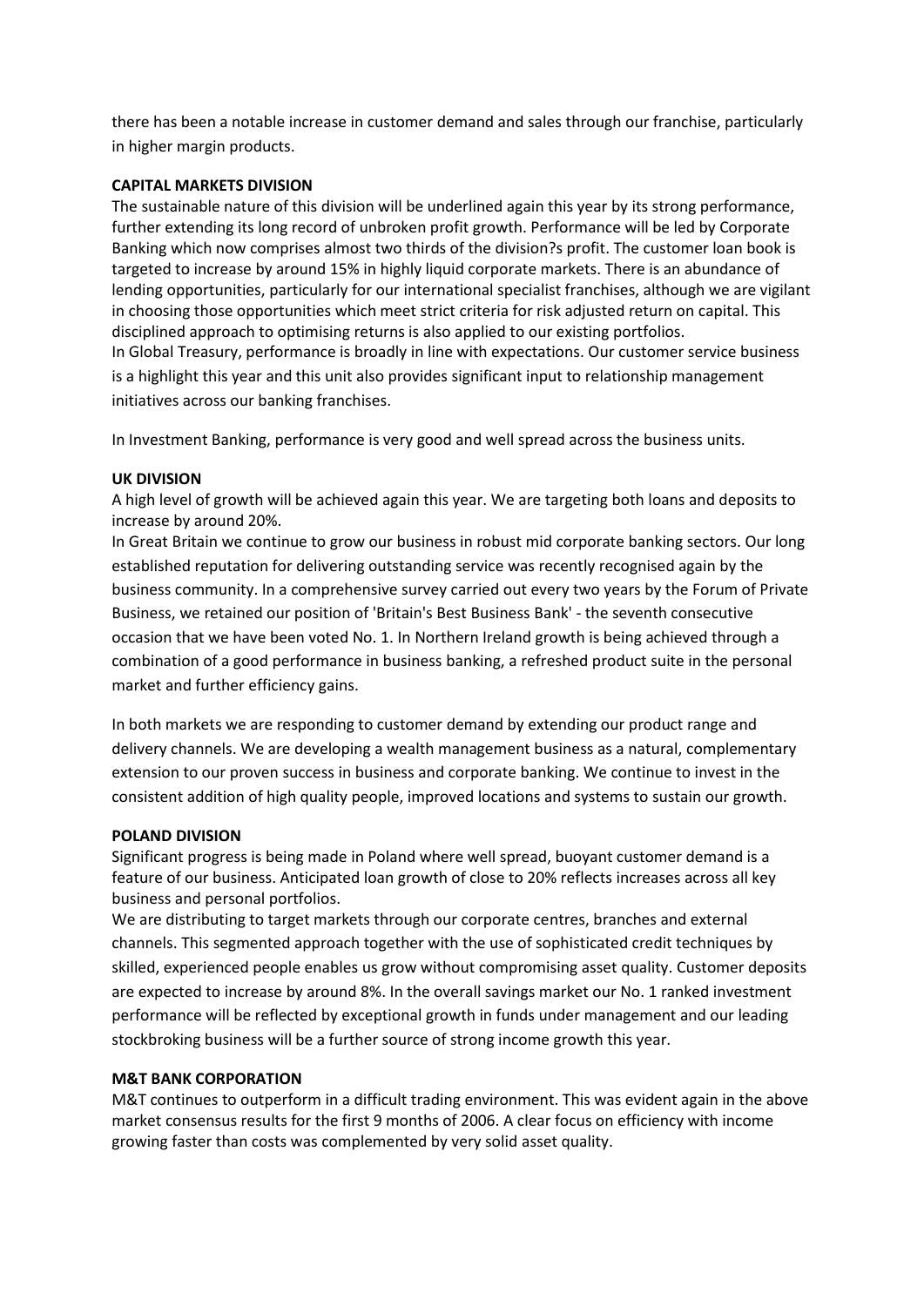there has been a notable increase in customer demand and sales through our franchise, particularly in higher margin products.

**CAPITAL MARKETS DIVISION**

The sustainable nature of this division will be underlined again this year by its strong performance, further extending its long record of unbroken profit growth. Performance will be led by Corporate Banking which now comprises almost two thirds of the division?s profit. The customer loan book is targeted to increase by around 15% in highly liquid corporate markets. There is an abundance of lending opportunities, particularly for our international specialist franchises, although we are vigilant in choosing those opportunities which meet strict criteria for risk adjusted return on capital. This disciplined approach to optimising returns is also applied to our existing portfolios.

In Global Treasury, performance is broadly in line with expectations. Our customer service business is a highlight this year and this unit also provides significant input to relationship management initiatives across our banking franchises.

In Investment Banking, performance is very good and well spread across the business units.

**UK DIVISION**

A high level of growth will be achieved again this year. We are targeting both loans and deposits to increase by around 20%.

In Great Britain we continue to grow our business in robust mid corporate banking sectors. Our long established reputation for delivering outstanding service was recently recognised again by the business community. In a comprehensive survey carried out every two years by the Forum of Private Business, we retained our position of 'Britain's Best Business Bank' - the seventh consecutive occasion that we have been voted No. 1. In Northern Ireland growth is being achieved through a combination of a good performance in business banking, a refreshed product suite in the personal market and further efficiency gains.

In both markets we are responding to customer demand by extending our product range and delivery channels. We are developing a wealth management business as a natural, complementary extension to our proven success in business and corporate banking. We continue to invest in the consistent addition of high quality people, improved locations and systems to sustain our growth.

**POLAND DIVISION**

Significant progress is being made in Poland where well spread, buoyant customer demand is a feature of our business. Anticipated loan growth of close to 20% reflects increases across all key business and personal portfolios.

We are distributing to target markets through our corporate centres, branches and external channels. This segmented approach together with the use of sophisticated credit techniques by skilled, experienced people enables us grow without compromising asset quality. Customer deposits are expected to increase by around 8%. In the overall savings market our No. 1 ranked investment performance will be reflected by exceptional growth in funds under management and our leading stockbroking business will be a further source of strong income growth this year.

**M&T BANK CORPORATION**

M&T continues to outperform in a difficult trading environment. This was evident again in the above market consensus results for the first 9 months of 2006. A clear focus on efficiency with income growing faster than costs was complemented by very solid asset quality.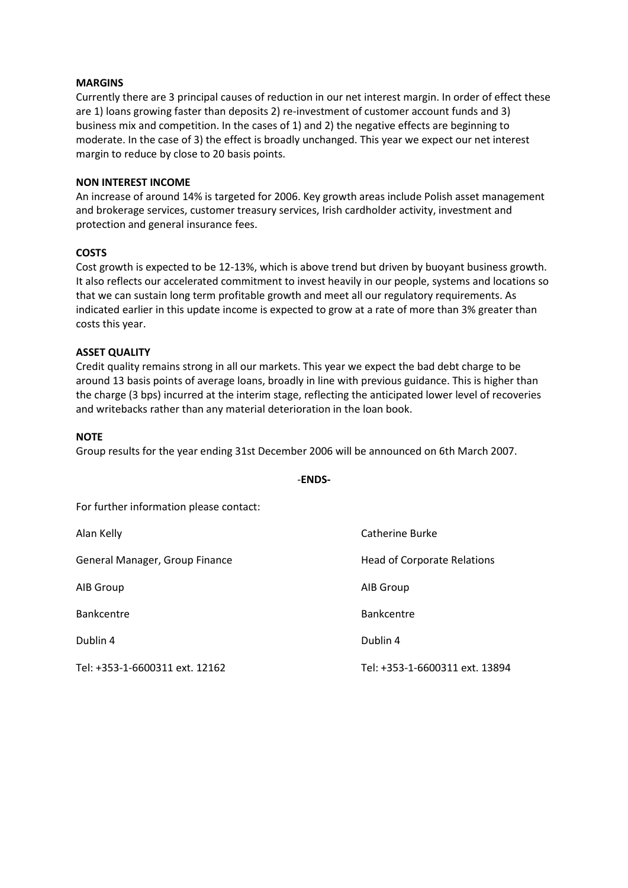**MARGINS**

Currently there are 3 principal causes of reduction in our net interest margin. In order of effect these are 1) loans growing faster than deposits 2) re-investment of customer account funds and 3) business mix and competition. In the cases of 1) and 2) the negative effects are beginning to moderate. In the case of 3) the effect is broadly unchanged. This year we expect our net interest margin to reduce by close to 20 basis points.

**NON INTEREST INCOME**

An increase of around 14% is targeted for 2006. Key growth areas include Polish asset management and brokerage services, customer treasury services, Irish cardholder activity, investment and protection and general insurance fees.

**COSTS**

Cost growth is expected to be 12-13%, which is above trend but driven by buoyant business growth. It also reflects our accelerated commitment to invest heavily in our people, systems and locations so that we can sustain long term profitable growth and meet all our regulatory requirements. As indicated earlier in this update income is expected to grow at a rate of more than 3% greater than costs this year.

**ASSET QUALITY**

Credit quality remains strong in all our markets. This year we expect the bad debt charge to be around 13 basis points of average loans, broadly in line with previous guidance. This is higher than the charge (3 bps) incurred at the interim stage, reflecting the anticipated lower level of recoveries and writebacks rather than any material deterioration in the loan book.

**NOTE**

Group results for the year ending 31st December 2006 will be announced on 6th March 2007.

-**ENDS-**

For further information please contact:

| | |
|---|---|
| Alan Kelly | Catherine Burke |
| General Manager, Group Finance | Head of Corporate Relations |
| AIB Group | AIB Group |
| Bankcentre | Bankcentre |
| Dublin 4 | Dublin 4 |
| Tel: +353-1-6600311 ext. 12162 | Tel: +353-1-6600311 ext. 13894 |